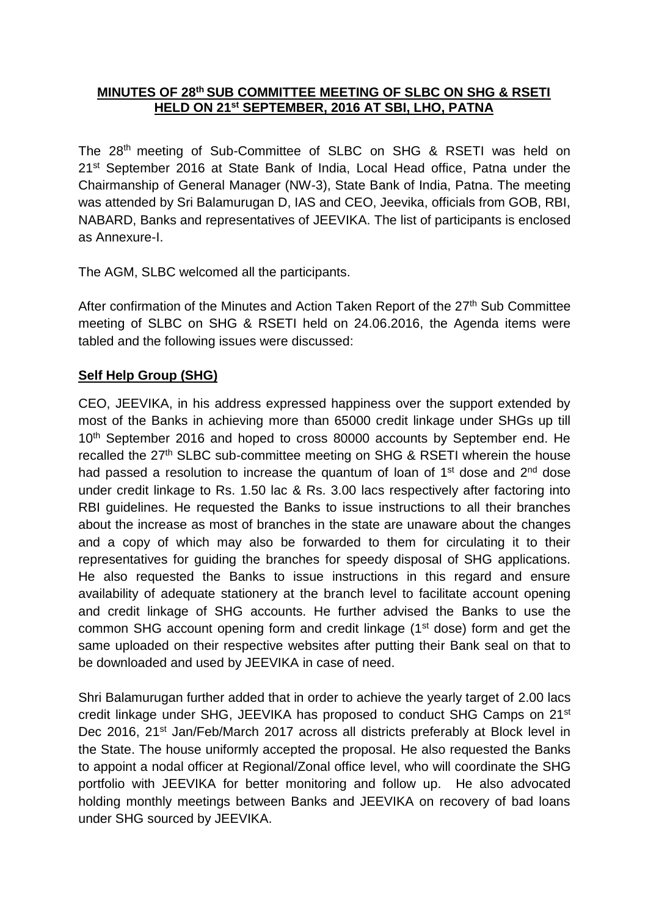**MINUTES OF 28th SUB COMMITTEE MEETING OF SLBC ON SHG & RSETI HELD ON 21st SEPTEMBER, 2016 AT SBI, LHO, PATNA**

The 28th meeting of Sub-Committee of SLBC on SHG & RSETI was held on 21st September 2016 at State Bank of India, Local Head office, Patna under the Chairmanship of General Manager (NW-3), State Bank of India, Patna. The meeting was attended by Sri Balamurugan D, IAS and CEO, Jeevika, officials from GOB, RBI, NABARD, Banks and representatives of JEEVIKA. The list of participants is enclosed as Annexure-I.

The AGM, SLBC welcomed all the participants.

After confirmation of the Minutes and Action Taken Report of the 27th Sub Committee meeting of SLBC on SHG & RSETI held on 24.06.2016, the Agenda items were tabled and the following issues were discussed:

**Self Help Group (SHG)**

CEO, JEEVIKA, in his address expressed happiness over the support extended by most of the Banks in achieving more than 65000 credit linkage under SHGs up till 10th September 2016 and hoped to cross 80000 accounts by September end. He recalled the 27th SLBC sub-committee meeting on SHG & RSETI wherein the house had passed a resolution to increase the quantum of loan of 1st dose and 2nd dose under credit linkage to Rs. 1.50 lac & Rs. 3.00 lacs respectively after factoring into RBI guidelines. He requested the Banks to issue instructions to all their branches about the increase as most of branches in the state are unaware about the changes and a copy of which may also be forwarded to them for circulating it to their representatives for guiding the branches for speedy disposal of SHG applications. He also requested the Banks to issue instructions in this regard and ensure availability of adequate stationery at the branch level to facilitate account opening and credit linkage of SHG accounts. He further advised the Banks to use the common SHG account opening form and credit linkage (1st dose) form and get the same uploaded on their respective websites after putting their Bank seal on that to be downloaded and used by JEEVIKA in case of need.

Shri Balamurugan further added that in order to achieve the yearly target of 2.00 lacs credit linkage under SHG, JEEVIKA has proposed to conduct SHG Camps on 21st Dec 2016, 21st Jan/Feb/March 2017 across all districts preferably at Block level in the State. The house uniformly accepted the proposal. He also requested the Banks to appoint a nodal officer at Regional/Zonal office level, who will coordinate the SHG portfolio with JEEVIKA for better monitoring and follow up. He also advocated holding monthly meetings between Banks and JEEVIKA on recovery of bad loans under SHG sourced by JEEVIKA.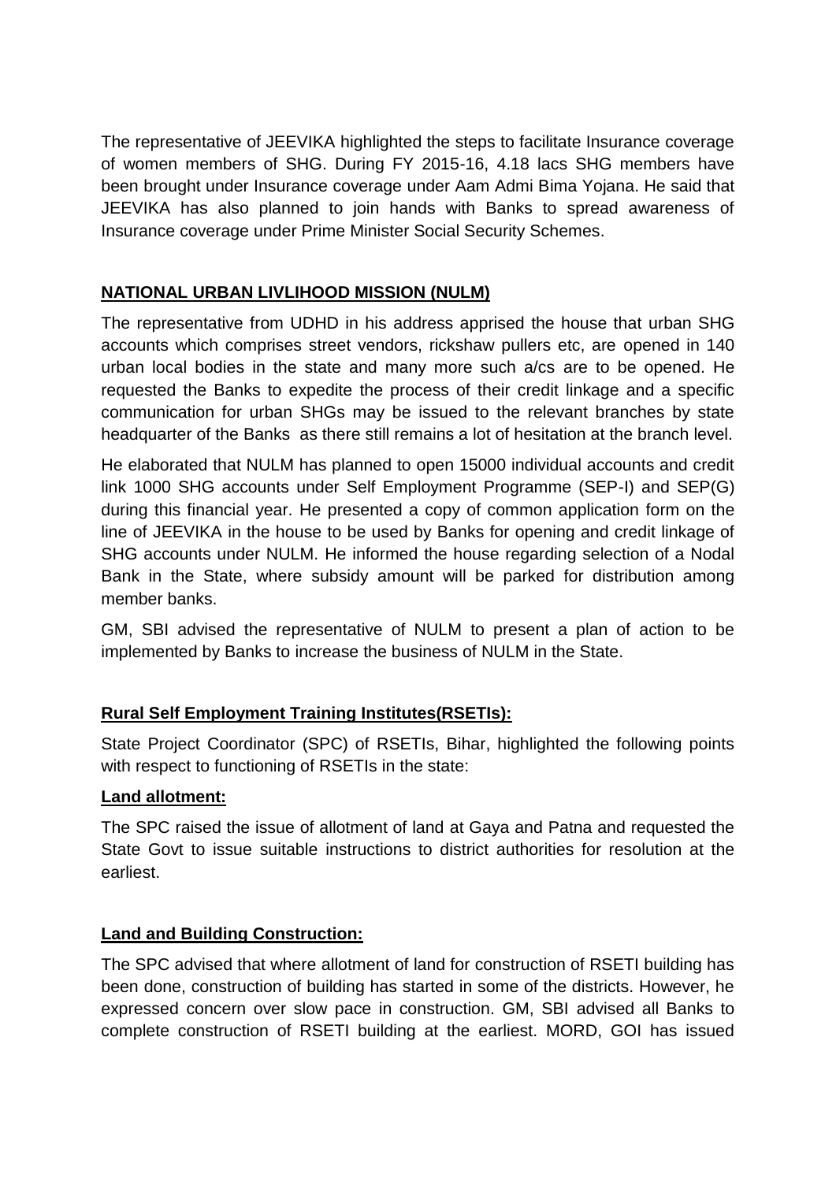The representative of JEEVIKA highlighted the steps to facilitate Insurance coverage of women members of SHG. During FY 2015-16, 4.18 lacs SHG members have been brought under Insurance coverage under Aam Admi Bima Yojana. He said that JEEVIKA has also planned to join hands with Banks to spread awareness of Insurance coverage under Prime Minister Social Security Schemes.

**NATIONAL URBAN LIVLIHOOD MISSION (NULM)**

The representative from UDHD in his address apprised the house that urban SHG accounts which comprises street vendors, rickshaw pullers etc, are opened in 140 urban local bodies in the state and many more such a/cs are to be opened. He requested the Banks to expedite the process of their credit linkage and a specific communication for urban SHGs may be issued to the relevant branches by state headquarter of the Banks as there still remains a lot of hesitation at the branch level.

He elaborated that NULM has planned to open 15000 individual accounts and credit link 1000 SHG accounts under Self Employment Programme (SEP-I) and SEP(G) during this financial year. He presented a copy of common application form on the line of JEEVIKA in the house to be used by Banks for opening and credit linkage of SHG accounts under NULM. He informed the house regarding selection of a Nodal Bank in the State, where subsidy amount will be parked for distribution among member banks.

GM, SBI advised the representative of NULM to present a plan of action to be implemented by Banks to increase the business of NULM in the State.

**Rural Self Employment Training Institutes(RSETIs):**

State Project Coordinator (SPC) of RSETIs, Bihar, highlighted the following points with respect to functioning of RSETIs in the state:

**Land allotment:**

The SPC raised the issue of allotment of land at Gaya and Patna and requested the State Govt to issue suitable instructions to district authorities for resolution at the earliest.

**Land and Building Construction:**

The SPC advised that where allotment of land for construction of RSETI building has been done, construction of building has started in some of the districts. However, he expressed concern over slow pace in construction. GM, SBI advised all Banks to complete construction of RSETI building at the earliest. MORD, GOI has issued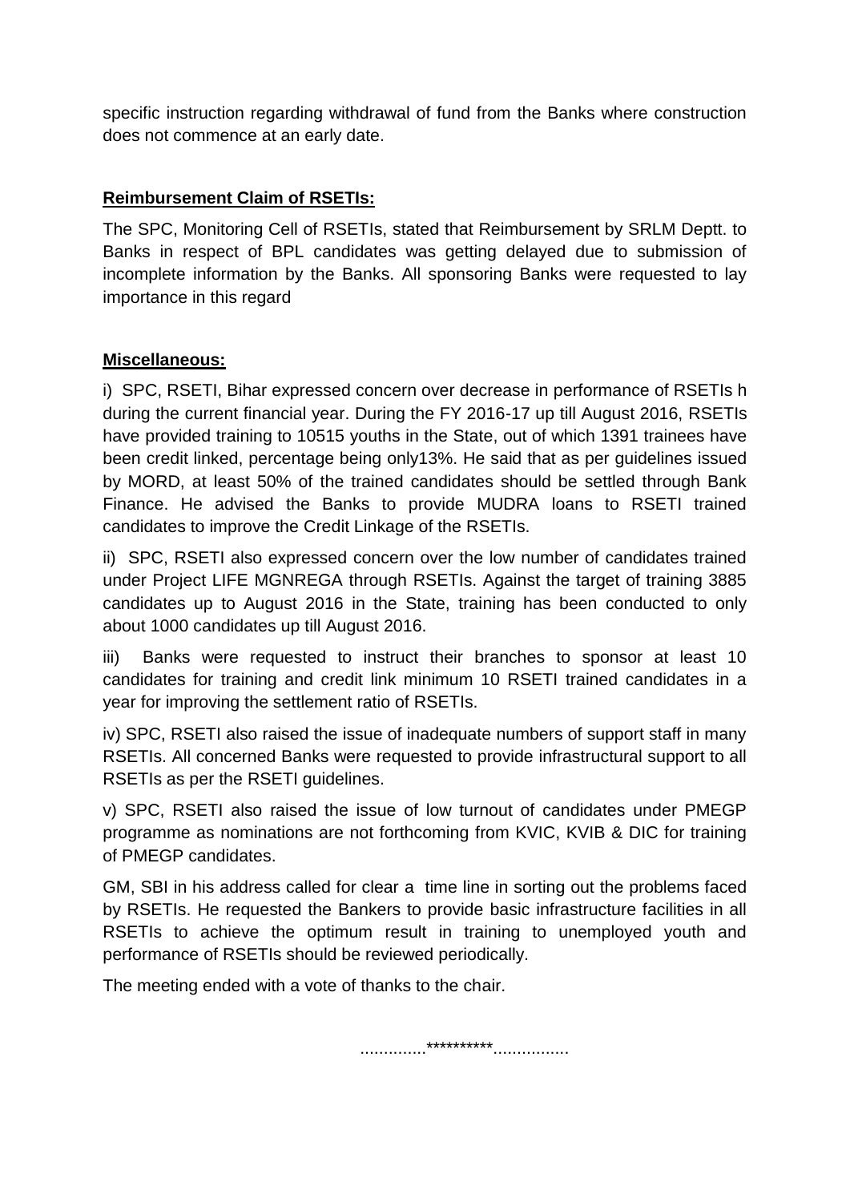specific instruction regarding withdrawal of fund from the Banks where construction does not commence at an early date.

**Reimbursement Claim of RSETIs:**

The SPC, Monitoring Cell of RSETIs, stated that Reimbursement by SRLM Deptt. to Banks in respect of BPL candidates was getting delayed due to submission of incomplete information by the Banks. All sponsoring Banks were requested to lay importance in this regard

**Miscellaneous:**

i) SPC, RSETI, Bihar expressed concern over decrease in performance of RSETIs h during the current financial year. During the FY 2016-17 up till August 2016, RSETIs have provided training to 10515 youths in the State, out of which 1391 trainees have been credit linked, percentage being only13%. He said that as per guidelines issued by MORD, at least 50% of the trained candidates should be settled through Bank Finance. He advised the Banks to provide MUDRA loans to RSETI trained candidates to improve the Credit Linkage of the RSETIs.

ii) SPC, RSETI also expressed concern over the low number of candidates trained under Project LIFE MGNREGA through RSETIs. Against the target of training 3885 candidates up to August 2016 in the State, training has been conducted to only about 1000 candidates up till August 2016.

iii) Banks were requested to instruct their branches to sponsor at least 10 candidates for training and credit link minimum 10 RSETI trained candidates in a year for improving the settlement ratio of RSETIs.

iv) SPC, RSETI also raised the issue of inadequate numbers of support staff in many RSETIs. All concerned Banks were requested to provide infrastructural support to all RSETIs as per the RSETI guidelines.

v) SPC, RSETI also raised the issue of low turnout of candidates under PMEGP programme as nominations are not forthcoming from KVIC, KVIB & DIC for training of PMEGP candidates.

GM, SBI in his address called for clear a time line in sorting out the problems faced by RSETIs. He requested the Bankers to provide basic infrastructure facilities in all RSETIs to achieve the optimum result in training to unemployed youth and performance of RSETIs should be reviewed periodically.

The meeting ended with a vote of thanks to the chair.

..............**********................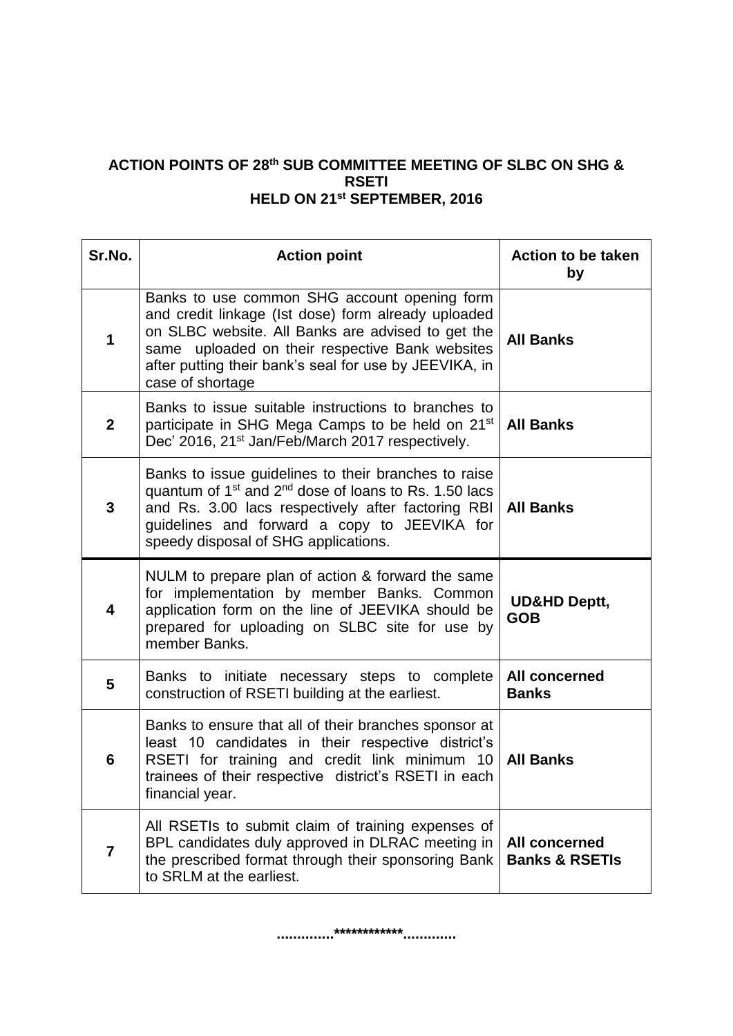**ACTION POINTS OF 28th SUB COMMITTEE MEETING OF SLBC ON SHG & RSETI**
**HELD ON 21st SEPTEMBER, 2016**

| Sr.No. | Action point | Action to be taken by |
|---|---|---|
| 1 | Banks to use common SHG account opening form and credit linkage (Ist dose) form already uploaded on SLBC website. All Banks are advised to get the same uploaded on their respective Bank websites after putting their bank's seal for use by JEEVIKA, in case of shortage | **All Banks** |
| 2 | Banks to issue suitable instructions to branches to participate in SHG Mega Camps to be held on 21st Dec' 2016, 21st Jan/Feb/March 2017 respectively. | **All Banks** |
| 3 | Banks to issue guidelines to their branches to raise quantum of 1st and 2nd dose of loans to Rs. 1.50 lacs and Rs. 3.00 lacs respectively after factoring RBI guidelines and forward a copy to JEEVIKA for speedy disposal of SHG applications. | **All Banks** |
| 4 | NULM to prepare plan of action & forward the same for implementation by member Banks. Common application form on the line of JEEVIKA should be prepared for uploading on SLBC site for use by member Banks. | **UD&HD Deptt, GOB** |
| 5 | Banks to initiate necessary steps to complete construction of RSETI building at the earliest. | **All concerned Banks** |
| 6 | Banks to ensure that all of their branches sponsor at least 10 candidates in their respective district's RSETI for training and credit link minimum 10 trainees of their respective district's RSETI in each financial year. | **All Banks** |
| 7 | All RSETIs to submit claim of training expenses of BPL candidates duly approved in DLRAC meeting in the prescribed format through their sponsoring Bank to SRLM at the earliest. | **All concerned Banks & RSETIs** |

..............************.............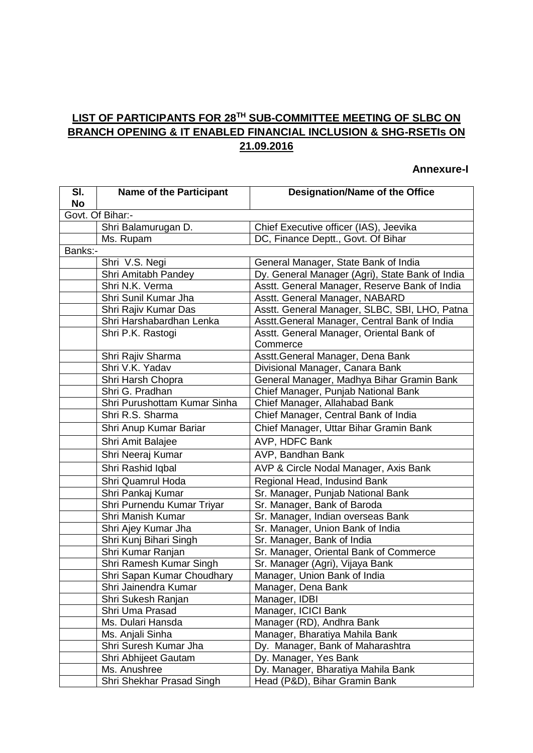## LIST OF PARTICIPANTS FOR 28TH SUB-COMMITTEE MEETING OF SLBC ON BRANCH OPENING & IT ENABLED FINANCIAL INCLUSION & SHG-RSETIs ON 21.09.2016

**Annexure-I**

| Sl. No | Name of the Participant | Designation/Name of the Office |
|---|---|---|
| Govt. Of Bihar:- | | |
| | Shri Balamurugan D. | Chief Executive officer (IAS), Jeevika |
| | Ms. Rupam | DC, Finance Deptt., Govt. Of Bihar |
| Banks:- | | |
| | Shri V.S. Negi | General Manager, State Bank of India |
| | Shri Amitabh Pandey | Dy. General Manager (Agri), State Bank of India |
| | Shri N.K. Verma | Asstt. General Manager, Reserve Bank of India |
| | Shri Sunil Kumar Jha | Asstt. General Manager, NABARD |
| | Shri Rajiv Kumar Das | Asstt. General Manager, SLBC, SBI, LHO, Patna |
| | Shri Harshabardhan Lenka | Asstt.General Manager, Central Bank of India |
| | Shri P.K. Rastogi | Asstt. General Manager, Oriental Bank of Commerce |
| | Shri Rajiv Sharma | Asstt.General Manager, Dena Bank |
| | Shri V.K. Yadav | Divisional Manager, Canara Bank |
| | Shri Harsh Chopra | General Manager, Madhya Bihar Gramin Bank |
| | Shri G. Pradhan | Chief Manager, Punjab National Bank |
| | Shri Purushottam Kumar Sinha | Chief Manager, Allahabad Bank |
| | Shri R.S. Sharma | Chief Manager, Central Bank of India |
| | Shri Anup Kumar Bariar | Chief Manager, Uttar Bihar Gramin Bank |
| | Shri Amit Balajee | AVP, HDFC Bank |
| | Shri Neeraj Kumar | AVP, Bandhan Bank |
| | Shri Rashid Iqbal | AVP & Circle Nodal Manager, Axis Bank |
| | Shri Quamrul Hoda | Regional Head, Indusind Bank |
| | Shri Pankaj Kumar | Sr. Manager, Punjab National Bank |
| | Shri Purnendu Kumar Triyar | Sr. Manager, Bank of Baroda |
| | Shri Manish Kumar | Sr. Manager, Indian overseas Bank |
| | Shri Ajey Kumar Jha | Sr. Manager, Union Bank of India |
| | Shri Kunj Bihari Singh | Sr. Manager, Bank of India |
| | Shri Kumar Ranjan | Sr. Manager, Oriental Bank of Commerce |
| | Shri Ramesh Kumar Singh | Sr. Manager (Agri), Vijaya Bank |
| | Shri Sapan Kumar Choudhary | Manager, Union Bank of India |
| | Shri Jainendra Kumar | Manager, Dena Bank |
| | Shri Sukesh Ranjan | Manager, IDBI |
| | Shri Uma Prasad | Manager, ICICI Bank |
| | Ms. Dulari Hansda | Manager (RD), Andhra Bank |
| | Ms. Anjali Sinha | Manager, Bharatiya Mahila Bank |
| | Shri Suresh Kumar Jha | Dy. Manager, Bank of Maharashtra |
| | Shri Abhijeet Gautam | Dy. Manager, Yes Bank |
| | Ms. Anushree | Dy. Manager, Bharatiya Mahila Bank |
| | Shri Shekhar Prasad Singh | Head (P&D), Bihar Gramin Bank |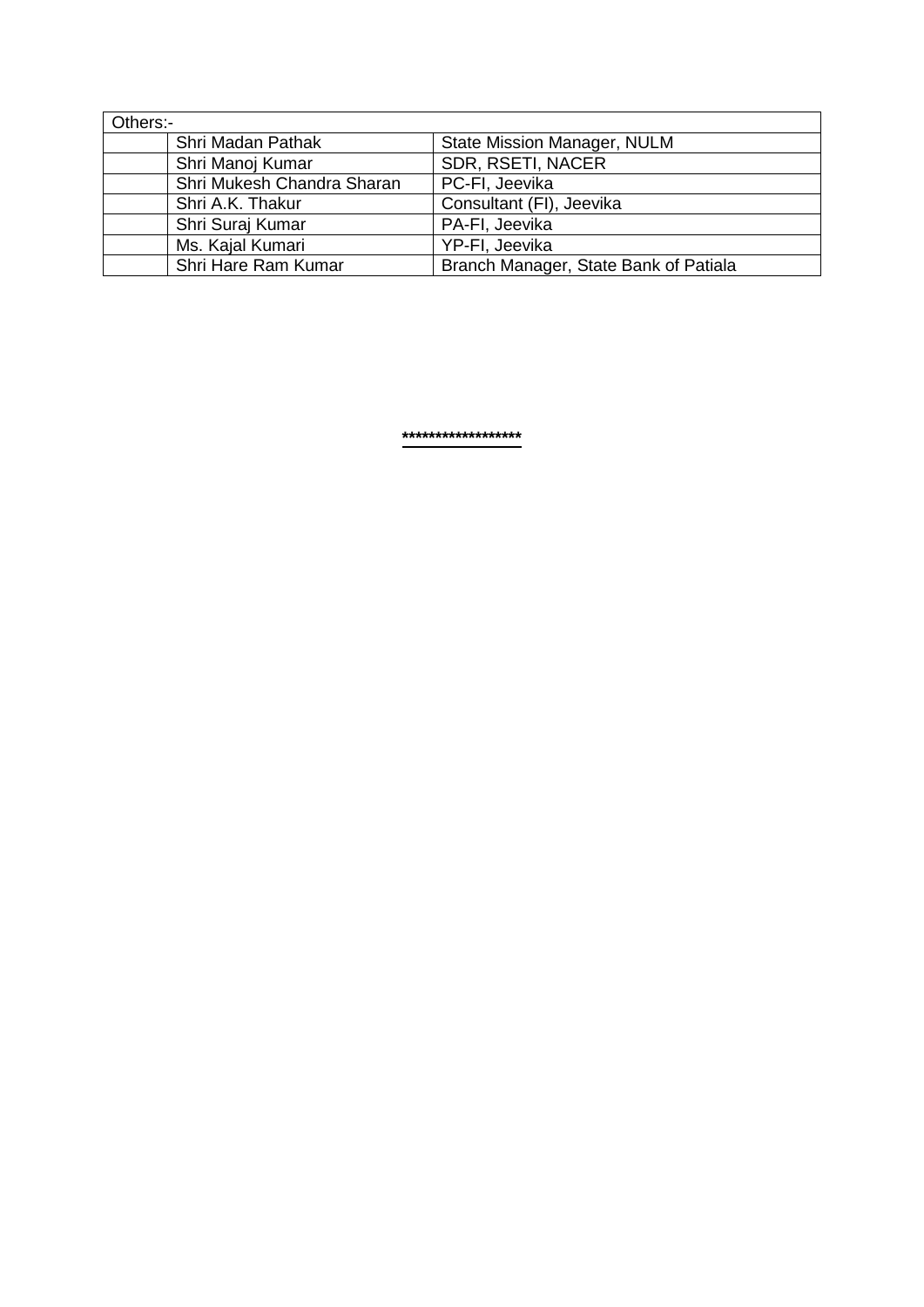| Others:- | | |
|---|---|---|
| | Shri Madan Pathak | State Mission Manager, NULM |
| | Shri Manoj Kumar | SDR, RSETI, NACER |
| | Shri Mukesh Chandra Sharan | PC-FI, Jeevika |
| | Shri A.K. Thakur | Consultant (FI), Jeevika |
| | Shri Suraj Kumar | PA-FI, Jeevika |
| | Ms. Kajal Kumari | YP-FI, Jeevika |
| | Shri Hare Ram Kumar | Branch Manager, State Bank of Patiala |

******************